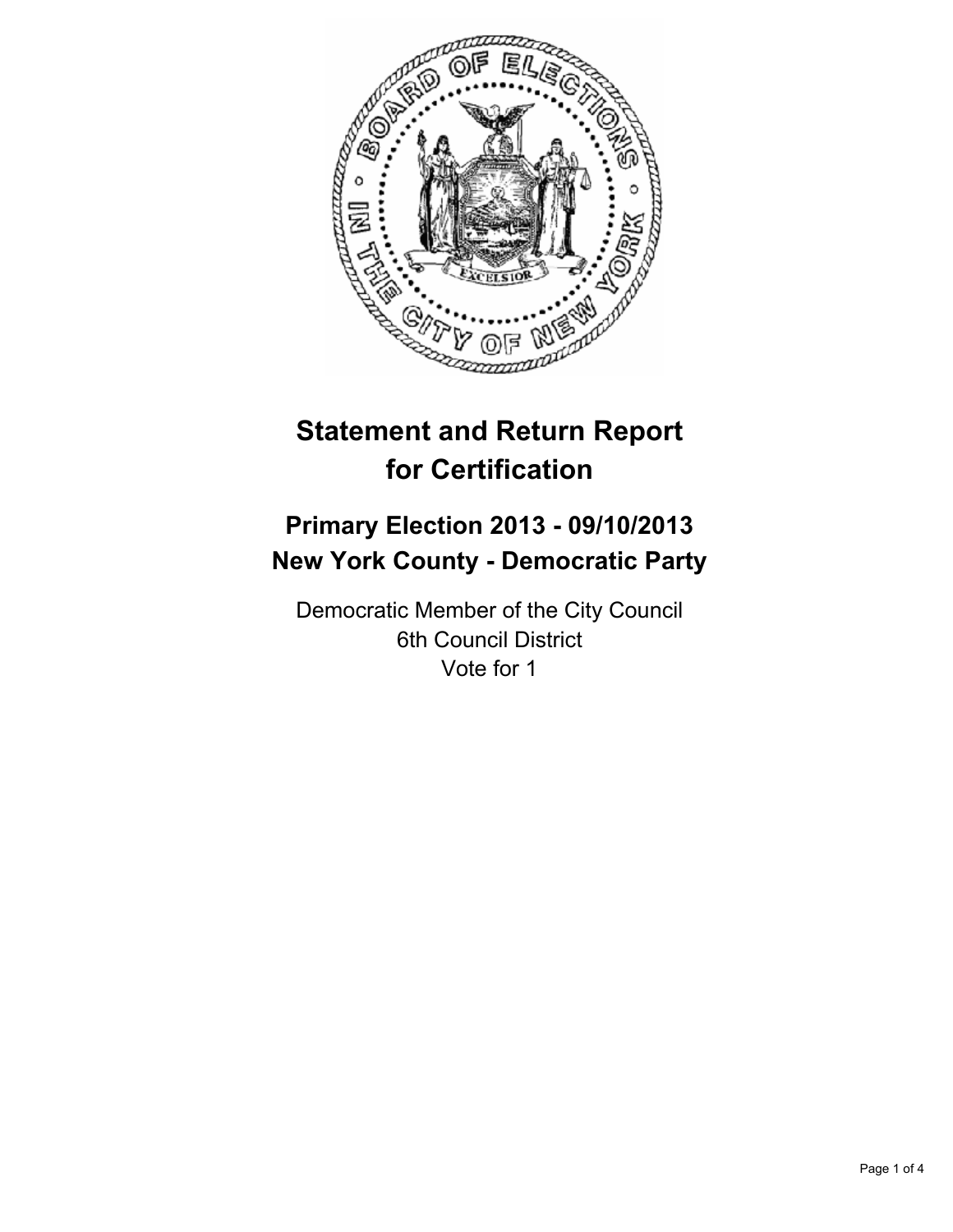# Statement and Return Report for Certification

## Primary Election 2013 - 09/10/2013
## New York County - Democratic Party

Democratic Member of the City Council
6th Council District
Vote for 1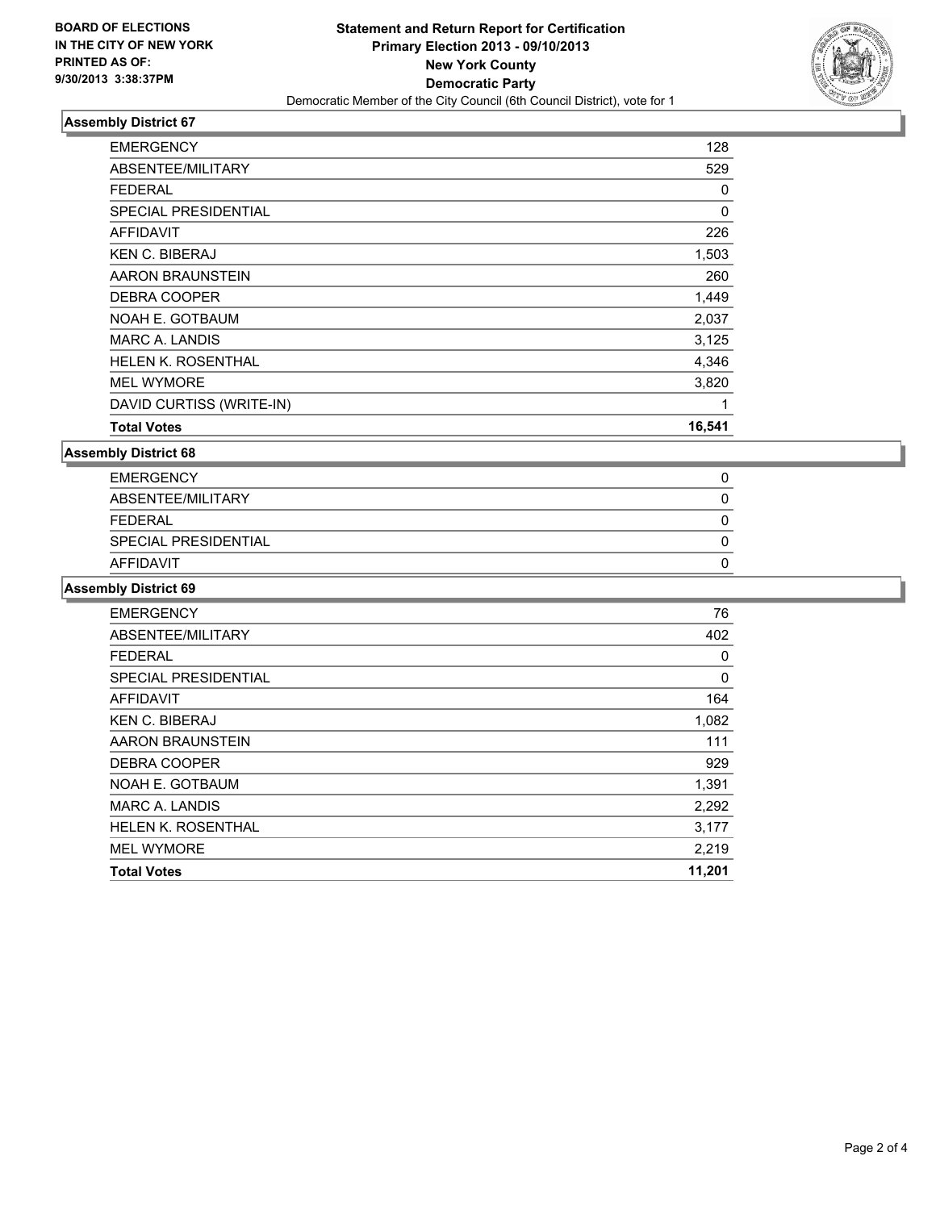**BOARD OF ELECTIONS IN THE CITY OF NEW YORK**
**PRINTED AS OF: 9/30/2013 3:38:37PM**

**Statement and Return Report for Certification**
**Primary Election 2013 - 09/10/2013**
**New York County**
**Democratic Party**
Democratic Member of the City Council (6th Council District), vote for 1

### Assembly District 67

| | |
|---|---|
| EMERGENCY | 128 |
| ABSENTEE/MILITARY | 529 |
| FEDERAL | 0 |
| SPECIAL PRESIDENTIAL | 0 |
| AFFIDAVIT | 226 |
| KEN C. BIBERAJ | 1,503 |
| AARON BRAUNSTEIN | 260 |
| DEBRA COOPER | 1,449 |
| NOAH E. GOTBAUM | 2,037 |
| MARC A. LANDIS | 3,125 |
| HELEN K. ROSENTHAL | 4,346 |
| MEL WYMORE | 3,820 |
| DAVID CURTISS (WRITE-IN) | 1 |
| **Total Votes** | **16,541** |

### Assembly District 68

| | |
|---|---|
| EMERGENCY | 0 |
| ABSENTEE/MILITARY | 0 |
| FEDERAL | 0 |
| SPECIAL PRESIDENTIAL | 0 |
| AFFIDAVIT | 0 |

### Assembly District 69

| | |
|---|---|
| EMERGENCY | 76 |
| ABSENTEE/MILITARY | 402 |
| FEDERAL | 0 |
| SPECIAL PRESIDENTIAL | 0 |
| AFFIDAVIT | 164 |
| KEN C. BIBERAJ | 1,082 |
| AARON BRAUNSTEIN | 111 |
| DEBRA COOPER | 929 |
| NOAH E. GOTBAUM | 1,391 |
| MARC A. LANDIS | 2,292 |
| HELEN K. ROSENTHAL | 3,177 |
| MEL WYMORE | 2,219 |
| **Total Votes** | **11,201** |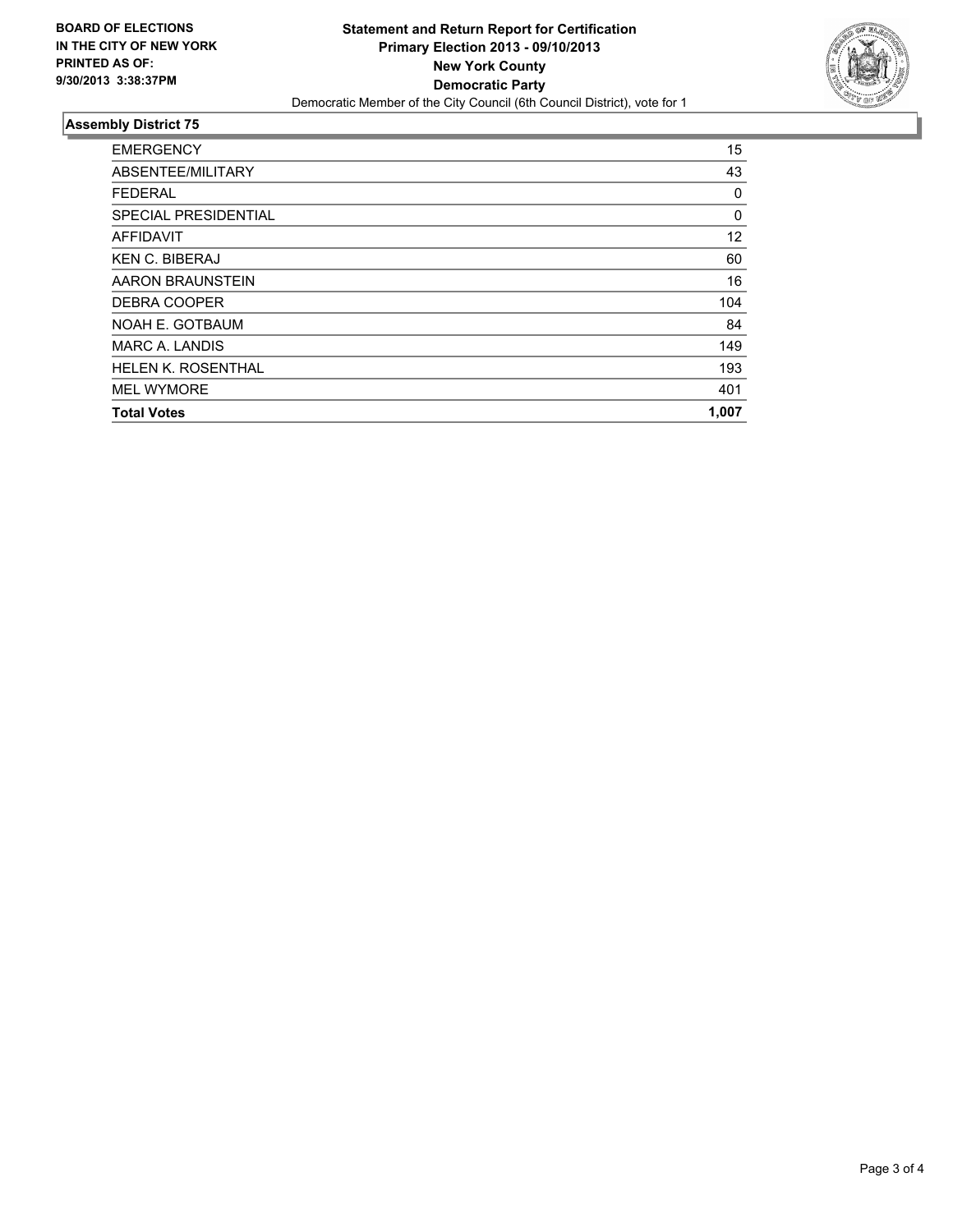**BOARD OF ELECTIONS IN THE CITY OF NEW YORK PRINTED AS OF: 9/30/2013 3:38:37PM**

**Statement and Return Report for Certification**
**Primary Election 2013 - 09/10/2013**
**New York County**
**Democratic Party**
Democratic Member of the City Council (6th Council District), vote for 1

### Assembly District 75

| | |
|---|---|
| EMERGENCY | 15 |
| ABSENTEE/MILITARY | 43 |
| FEDERAL | 0 |
| SPECIAL PRESIDENTIAL | 0 |
| AFFIDAVIT | 12 |
| KEN C. BIBERAJ | 60 |
| AARON BRAUNSTEIN | 16 |
| DEBRA COOPER | 104 |
| NOAH E. GOTBAUM | 84 |
| MARC A. LANDIS | 149 |
| HELEN K. ROSENTHAL | 193 |
| MEL WYMORE | 401 |
| **Total Votes** | **1,007** |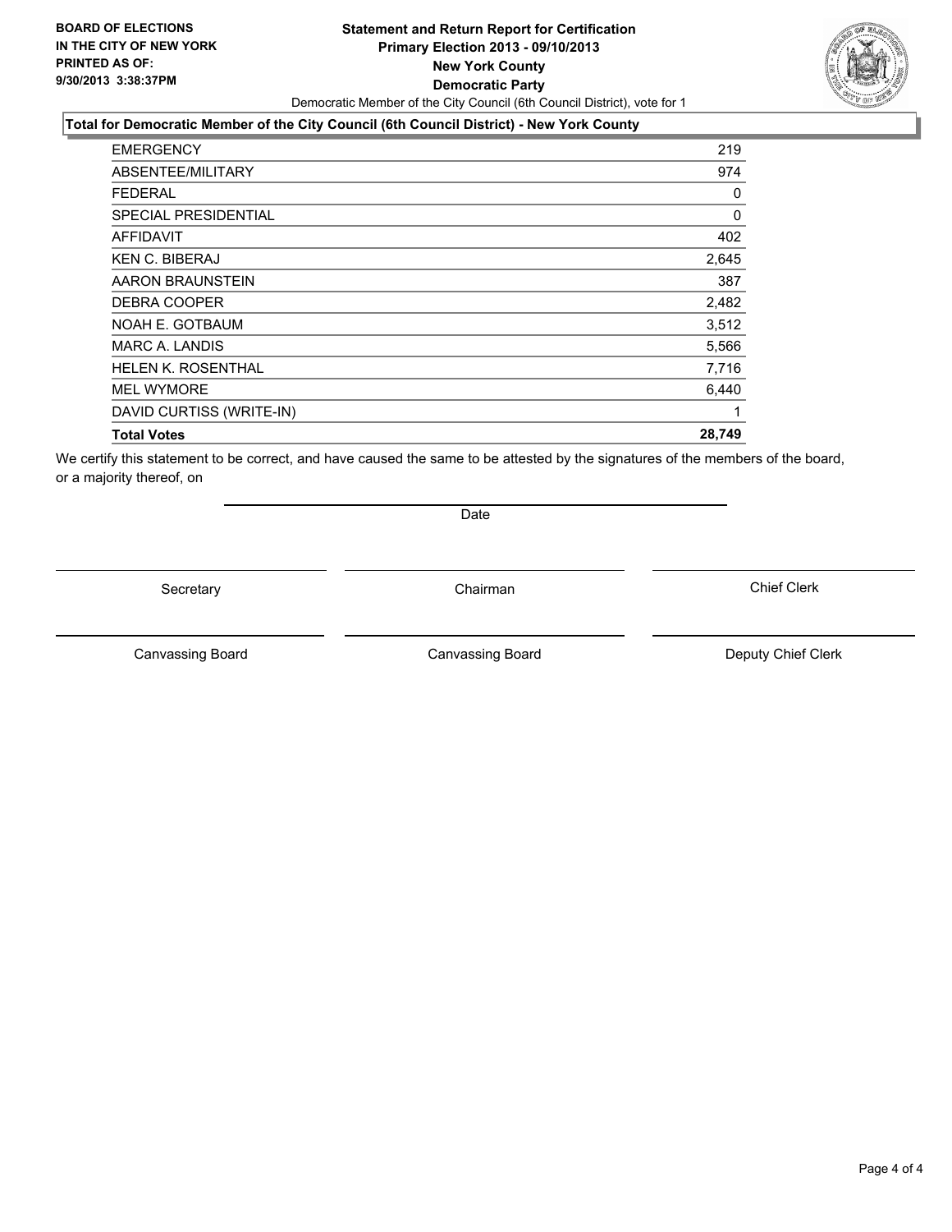**BOARD OF ELECTIONS**
**IN THE CITY OF NEW YORK**
**PRINTED AS OF:**
**9/30/2013 3:38:37PM**

# Statement and Return Report for Certification
## Primary Election 2013 - 09/10/2013
## New York County
## Democratic Party

Democratic Member of the City Council (6th Council District), vote for 1

### Total for Democratic Member of the City Council (6th Council District) - New York County

| | |
|---|---|
| EMERGENCY | 219 |
| ABSENTEE/MILITARY | 974 |
| FEDERAL | 0 |
| SPECIAL PRESIDENTIAL | 0 |
| AFFIDAVIT | 402 |
| KEN C. BIBERAJ | 2,645 |
| AARON BRAUNSTEIN | 387 |
| DEBRA COOPER | 2,482 |
| NOAH E. GOTBAUM | 3,512 |
| MARC A. LANDIS | 5,566 |
| HELEN K. ROSENTHAL | 7,716 |
| MEL WYMORE | 6,440 |
| DAVID CURTISS (WRITE-IN) | 1 |
| **Total Votes** | **28,749** |

We certify this statement to be correct, and have caused the same to be attested by the signatures of the members of the board, or a majority thereof, on

Date

Secretary

Chairman

Chief Clerk

Canvassing Board

Canvassing Board

Deputy Chief Clerk